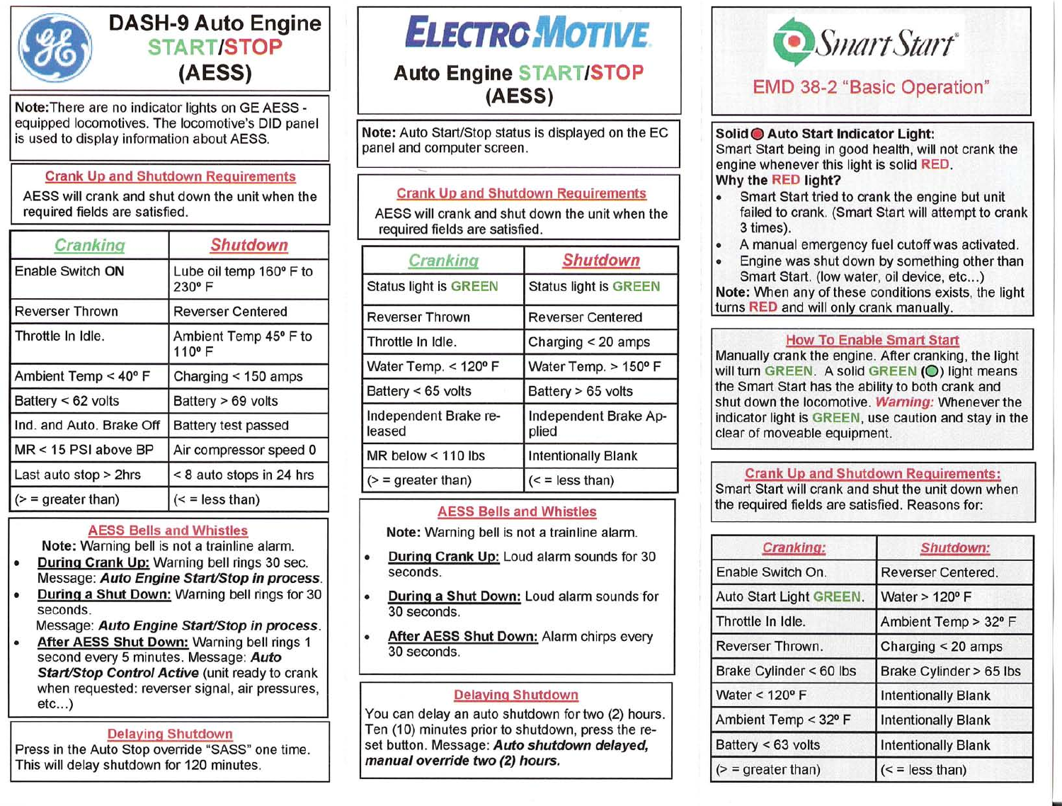# DASH-9 Auto Engine START/STOP (AESS)

**Note:** There are no indicator lights on GE AESS - equipped locomotives. The locomotive's DID panel is used to display information about AESS.

## Crank Up and Shutdown Requirements

AESS will crank and shut down the unit when the required fields are satisfied.

| Cranking | Shutdown |
|---|---|
| Enable Switch **ON** | Lube oil temp 160° F to 230° F |
| Reverser Thrown | Reverser Centered |
| Throttle In Idle. | Ambient Temp 45° F to 110° F |
| Ambient Temp < 40° F | Charging < 150 amps |
| Battery < 62 volts | Battery > 69 volts |
| Ind. and Auto. Brake Off | Battery test passed |
| MR < 15 PSI above BP | Air compressor speed 0 |
| Last auto stop > 2hrs | < 8 auto stops in 24 hrs |
| (> = greater than) | (< = less than) |

## AESS Bells and Whistles

**Note:** Warning bell is not a trainline alarm.

- **During Crank Up:** Warning bell rings 30 sec. Message: ***Auto Engine Start/Stop in process***.
- **During a Shut Down:** Warning bell rings for 30 seconds.
  Message: ***Auto Engine Start/Stop in process***.
- **After AESS Shut Down:** Warning bell rings 1 second every 5 minutes. Message: ***Auto Start/Stop Control Active*** (unit ready to crank when requested: reverser signal, air pressures, etc...)

## Delaying Shutdown

Press in the Auto Stop override "SASS" one time. This will delay shutdown for 120 minutes.

# ELECTRO MOTIVE Auto Engine START/STOP (AESS)

**Note:** Auto Start/Stop status is displayed on the EC panel and computer screen.

## Crank Up and Shutdown Requirements

AESS will crank and shut down the unit when the required fields are satisfied.

| Cranking | Shutdown |
|---|---|
| Status light is GREEN | Status light is GREEN |
| Reverser Thrown | Reverser Centered |
| Throttle In Idle. | Charging < 20 amps |
| Water Temp. < 120° F | Water Temp. > 150° F |
| Battery < 65 volts | Battery > 65 volts |
| Independent Brake released | Independent Brake Applied |
| MR below < 110 lbs | Intentionally Blank |
| (> = greater than) | (< = less than) |

## AESS Bells and Whistles

**Note:** Warning bell is not a trainline alarm.

- **During Crank Up:** Loud alarm sounds for 30 seconds.
- **During a Shut Down:** Loud alarm sounds for 30 seconds.
- **After AESS Shut Down:** Alarm chirps every 30 seconds.

## Delaying Shutdown

You can delay an auto shutdown for two (2) hours. Ten (10) minutes prior to shutdown, press the reset button. Message: ***Auto shutdown delayed, manual override two (2) hours.***

# SmartStart EMD 38-2 "Basic Operation"

**Solid ● Auto Start Indicator Light:**
Smart Start being in good health, will not crank the engine whenever this light is solid RED.

**Why the RED light?**

- Smart Start tried to crank the engine but unit failed to crank. (Smart Start will attempt to crank 3 times).
- A manual emergency fuel cutoff was activated.
- Engine was shut down by something other than Smart Start. (low water, oil device, etc...)

**Note:** When any of these conditions exists, the light turns RED and will only crank manually.

## How To Enable Smart Start

Manually crank the engine. After cranking, the light will turn GREEN. A solid GREEN (●) light means the Smart Start has the ability to both crank and shut down the locomotive. ***Warning:*** Whenever the indicator light is GREEN, use caution and stay in the clear of moveable equipment.

## Crank Up and Shutdown Requirements:

Smart Start will crank and shut the unit down when the required fields are satisfied. Reasons for:

| Cranking: | Shutdown: |
|---|---|
| Enable Switch On. | Reverser Centered. |
| Auto Start Light GREEN. | Water > 120° F |
| Throttle In Idle. | Ambient Temp > 32° F |
| Reverser Thrown. | Charging < 20 amps |
| Brake Cylinder < 60 lbs | Brake Cylinder > 65 lbs |
| Water < 120° F | Intentionally Blank |
| Ambient Temp < 32° F | Intentionally Blank |
| Battery < 63 volts | Intentionally Blank |
| (> = greater than) | (< = less than) |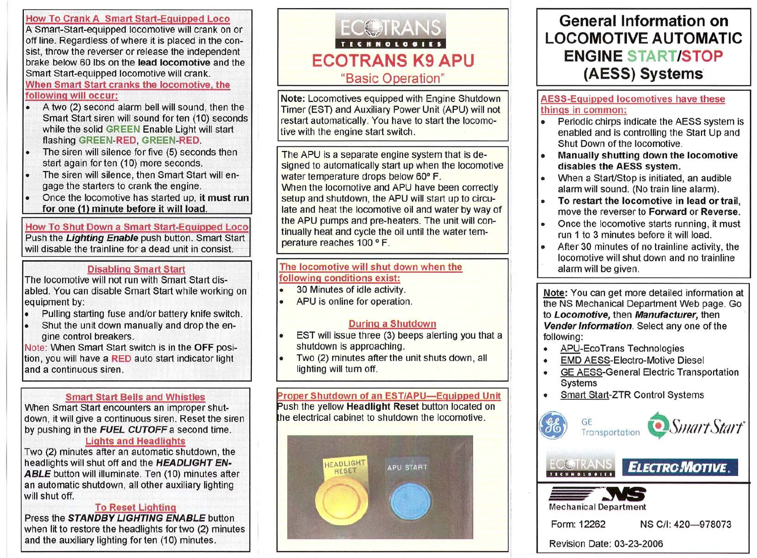## How To Crank A Smart Start-Equipped Loco

A Smart-Start-equipped locomotive will crank on or off line. Regardless of where it is placed in the consist, throw the reverser or release the independent brake below 60 lbs on the **lead locomotive** and the Smart Start-equipped locomotive will crank.

### When Smart Start cranks the locomotive, the following will occur:

- A two (2) second alarm bell will sound, then the Smart Start siren will sound for ten (10) seconds while the solid GREEN Enable Light will start flashing GREEN-RED, GREEN-RED.
- The siren will silence for five (5) seconds then start again for ten (10) more seconds.
- The siren will silence, then Smart Start will engage the starters to crank the engine.
- Once the locomotive has started up, **it must run for one (1) minute before it will load.**

## How To Shut Down a Smart Start-Equipped Loco

Push the ***Lighting Enable*** push button. Smart Start will disable the trainline for a dead unit in consist.

## Disabling Smart Start

The locomotive will not run with Smart Start disabled. You can disable Smart Start while working on equipment by:

- Pulling starting fuse and/or battery knife switch.
- Shut the unit down manually and drop the engine control breakers.

Note: When Smart Start switch is in the **OFF** position, you will have a **RED** auto start indicator light and a continuous siren.

## Smart Start Bells and Whistles

When Smart Start encounters an improper shutdown, it will give a continuous siren. Reset the siren by pushing in the ***FUEL CUTOFF*** a second time.

### Lights and Headlights

Two (2) minutes after an automatic shutdown, the headlights will shut off and the ***HEADLIGHT ENABLE*** button will illuminate. Ten (10) minutes after an automatic shutdown, all other auxiliary lighting will shut off.

### To Reset Lighting

Press the ***STANDBY LIGHTING ENABLE*** button when lit to restore the headlights for two (2) minutes and the auxiliary lighting for ten (10) minutes.

# ECOTRANS TECHNOLOGIES

# ECOTRANS K9 APU

"Basic Operation"

**Note:** Locomotives equipped with Engine Shutdown Timer (EST) and Auxiliary Power Unit (APU) will not restart automatically. You have to start the locomotive with the engine start switch.

The APU is a separate engine system that is designed to automatically start up when the locomotive water temperature drops below 60° F.
When the locomotive and APU have been correctly setup and shutdown, the APU will start up to circulate and heat the locomotive oil and water by way of the APU pumps and pre-heaters. The unit will continually heat and cycle the oil until the water temperature reaches 100 ° F.

### The locomotive will shut down when the following conditions exist:

- 30 Minutes of idle activity.
- APU is online for operation.

### During a Shutdown

- EST will issue three (3) beeps alerting you that a shutdown is approaching.
- Two (2) minutes after the unit shuts down, all lighting will turn off.

### Proper Shutdown of an EST/APU—Equipped Unit

Push the yellow **Headlight Reset** button located on the electrical cabinet to shutdown the locomotive.

HEADLIGHT RESET

APU START

# General Information on LOCOMOTIVE AUTOMATIC ENGINE START/STOP (AESS) Systems

### AESS-Equipped locomotives have these things in common:

- Periodic chirps indicate the AESS system is enabled and is controlling the Start Up and Shut Down of the locomotive.
- **Manually shutting down the locomotive disables the AESS system.**
- When a Start/Stop is initiated, an audible alarm will sound. (No train line alarm).
- **To restart the locomotive in lead or trail,** move the reverser to **Forward** or **Reverse.**
- Once the locomotive starts running, it must run 1 to 3 minutes before it will load.
- After 30 minutes of no trainline activity, the locomotive will shut down and no trainline alarm will be given.

Note: You can get more detailed information at the NS Mechanical Department Web page. Go to ***Locomotive***, then ***Manufacturer***, then ***Vender Information***. Select any one of the following:

- APU-EcoTrans Technologies
- EMD AESS-Electro-Motive Diesel
- GE AESS-General Electric Transportation Systems
- Smart Start-ZTR Control Systems

GE Transportation

SmartStart

ECOTRANS TECHNOLOGIES

ELECTRO-MOTIVE

NS Mechanical Department

Form: 12262 NS C/I: 420—978073

Revision Date: 03-23-2006